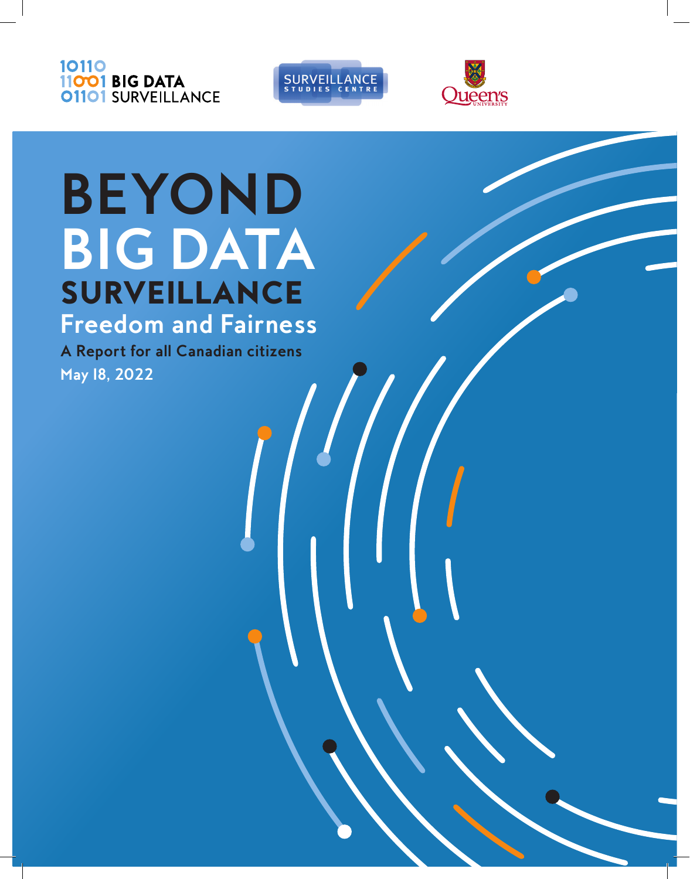10110
11001 BIG DATA
01101 SURVEILLANCE

SURVEILLANCE STUDIES CENTRE

Queen's UNIVERSITY

# BEYOND BIG DATA SURVEILLANCE

## Freedom and Fairness

**A Report for all Canadian citizens**

**May 18, 2022**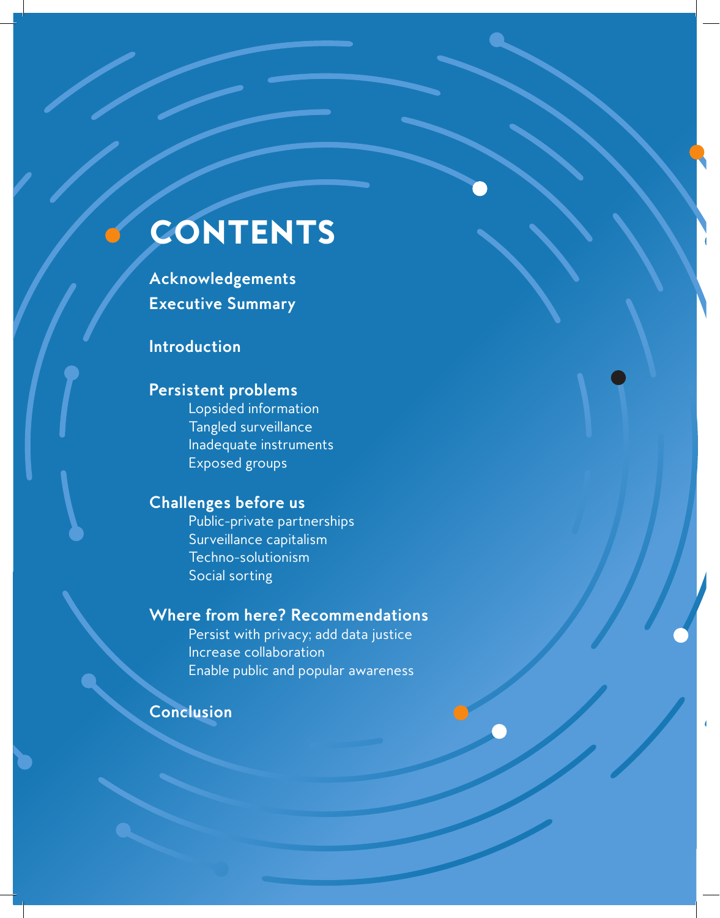# CONTENTS

**Acknowledgements**

**Executive Summary**

**Introduction**

**Persistent problems**

- Lopsided information
- Tangled surveillance
- Inadequate instruments
- Exposed groups

**Challenges before us**

- Public-private partnerships
- Surveillance capitalism
- Techno-solutionism
- Social sorting

**Where from here? Recommendations**

- Persist with privacy; add data justice
- Increase collaboration
- Enable public and popular awareness

**Conclusion**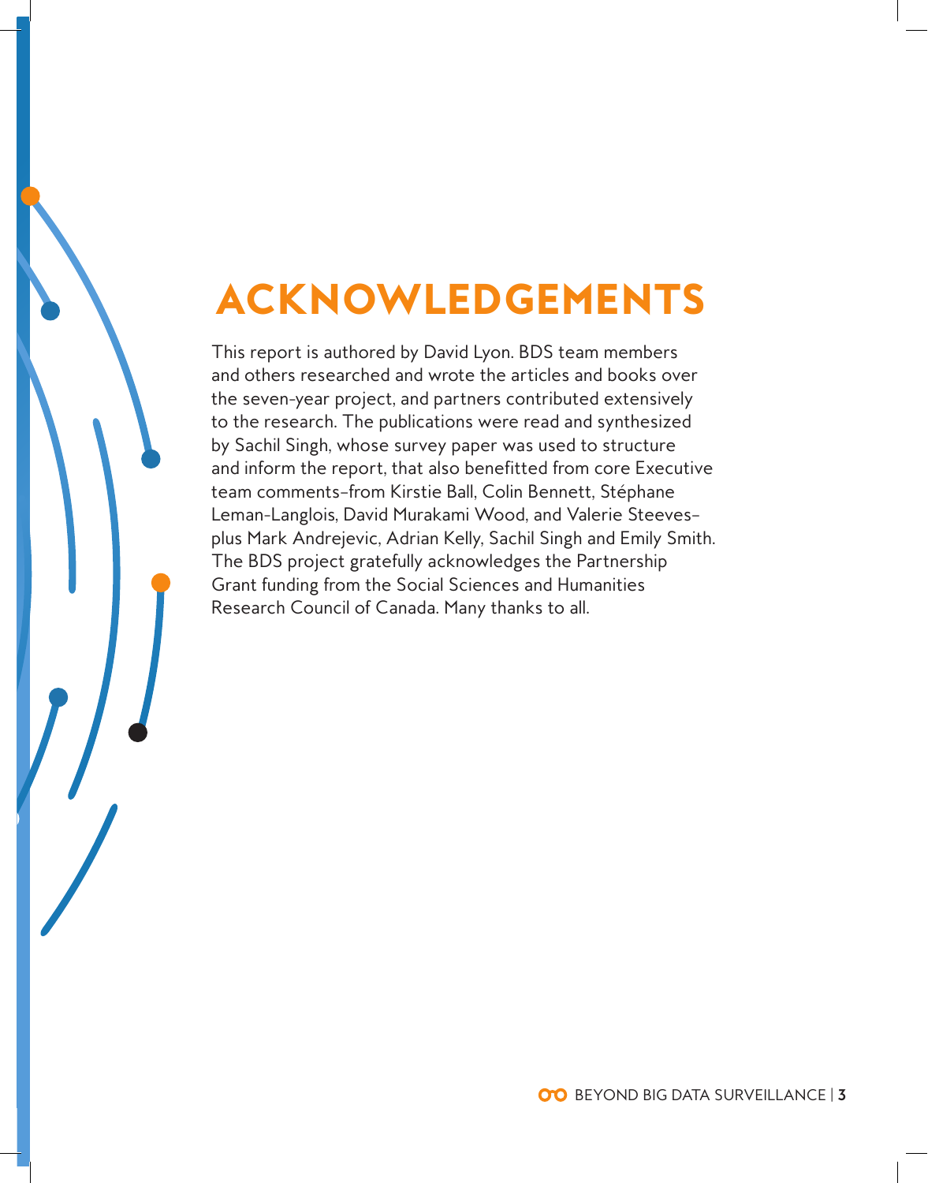# ACKNOWLEDGEMENTS

This report is authored by David Lyon. BDS team members and others researched and wrote the articles and books over the seven-year project, and partners contributed extensively to the research. The publications were read and synthesized by Sachil Singh, whose survey paper was used to structure and inform the report, that also benefitted from core Executive team comments–from Kirstie Ball, Colin Bennett, Stéphane Leman-Langlois, David Murakami Wood, and Valerie Steeves–plus Mark Andrejevic, Adrian Kelly, Sachil Singh and Emily Smith. The BDS project gratefully acknowledges the Partnership Grant funding from the Social Sciences and Humanities Research Council of Canada. Many thanks to all.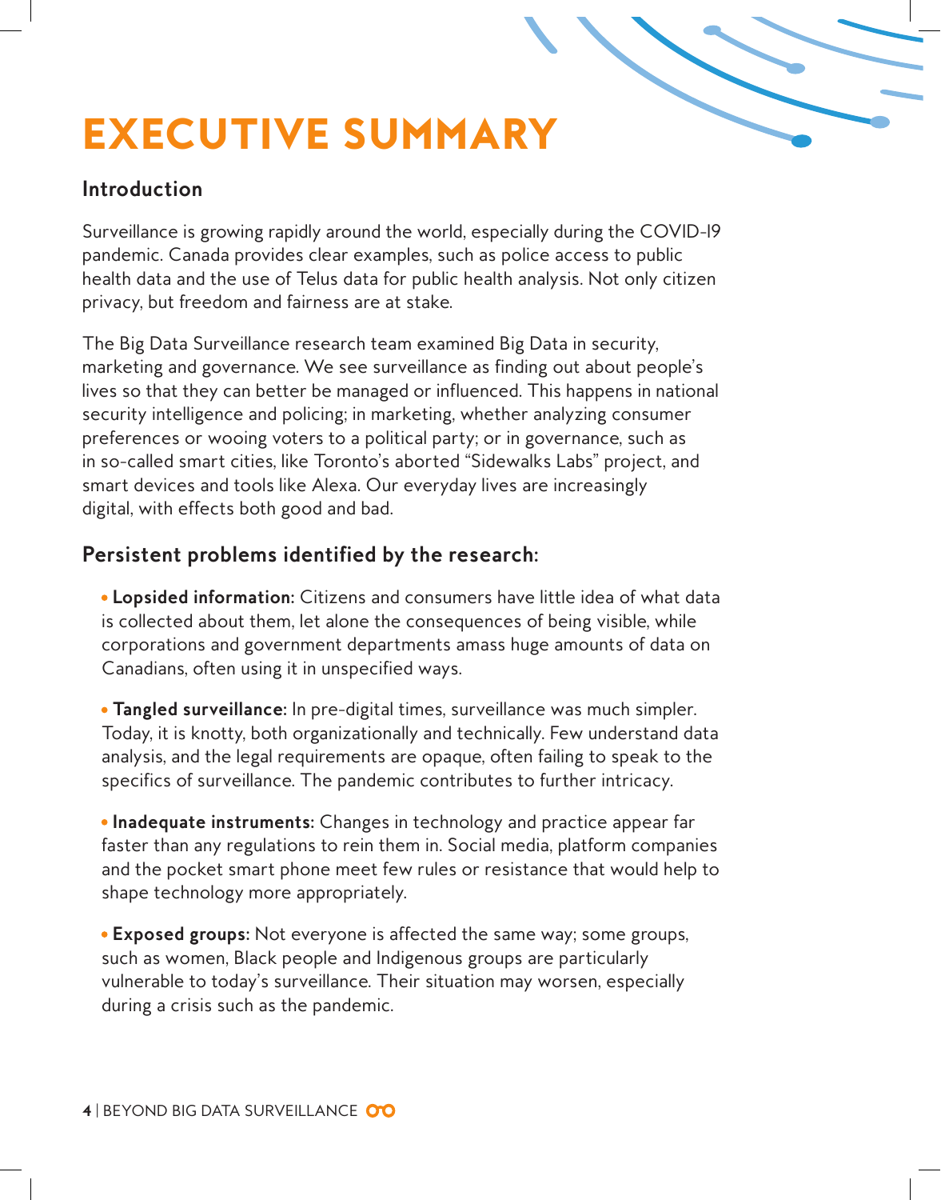# EXECUTIVE SUMMARY

## Introduction

Surveillance is growing rapidly around the world, especially during the COVID-19 pandemic. Canada provides clear examples, such as police access to public health data and the use of Telus data for public health analysis. Not only citizen privacy, but freedom and fairness are at stake.

The Big Data Surveillance research team examined Big Data in security, marketing and governance. We see surveillance as finding out about people's lives so that they can better be managed or influenced. This happens in national security intelligence and policing; in marketing, whether analyzing consumer preferences or wooing voters to a political party; or in governance, such as in so-called smart cities, like Toronto's aborted "Sidewalks Labs" project, and smart devices and tools like Alexa. Our everyday lives are increasingly digital, with effects both good and bad.

## Persistent problems identified by the research:

- **Lopsided information:** Citizens and consumers have little idea of what data is collected about them, let alone the consequences of being visible, while corporations and government departments amass huge amounts of data on Canadians, often using it in unspecified ways.

- **Tangled surveillance:** In pre-digital times, surveillance was much simpler. Today, it is knotty, both organizationally and technically. Few understand data analysis, and the legal requirements are opaque, often failing to speak to the specifics of surveillance. The pandemic contributes to further intricacy.

- **Inadequate instruments:** Changes in technology and practice appear far faster than any regulations to rein them in. Social media, platform companies and the pocket smart phone meet few rules or resistance that would help to shape technology more appropriately.

- **Exposed groups:** Not everyone is affected the same way; some groups, such as women, Black people and Indigenous groups are particularly vulnerable to today's surveillance. Their situation may worsen, especially during a crisis such as the pandemic.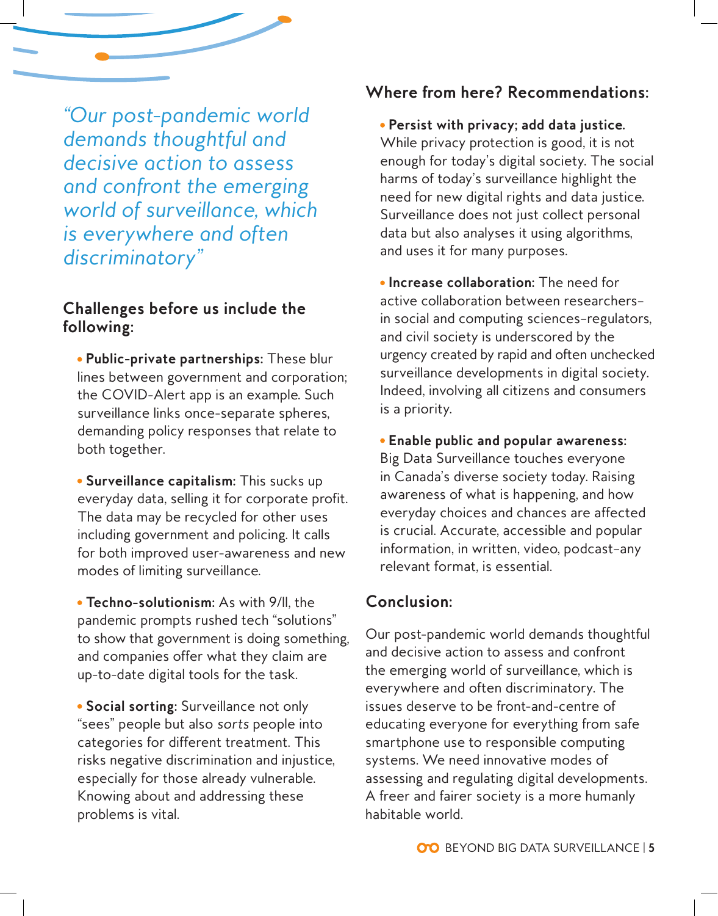*"Our post-pandemic world demands thoughtful and decisive action to assess and confront the emerging world of surveillance, which is everywhere and often discriminatory"*

### Challenges before us include the following:

- **Public-private partnerships:** These blur lines between government and corporation; the COVID-Alert app is an example. Such surveillance links once-separate spheres, demanding policy responses that relate to both together.

- **Surveillance capitalism:** This sucks up everyday data, selling it for corporate profit. The data may be recycled for other uses including government and policing. It calls for both improved user-awareness and new modes of limiting surveillance.

- **Techno-solutionism:** As with 9/11, the pandemic prompts rushed tech "solutions" to show that government is doing something, and companies offer what they claim are up-to-date digital tools for the task.

- **Social sorting:** Surveillance not only "sees" people but also *sorts* people into categories for different treatment. This risks negative discrimination and injustice, especially for those already vulnerable. Knowing about and addressing these problems is vital.

### Where from here? Recommendations:

- **Persist with privacy; add data justice.** While privacy protection is good, it is not enough for today's digital society. The social harms of today's surveillance highlight the need for new digital rights and data justice. Surveillance does not just collect personal data but also analyses it using algorithms, and uses it for many purposes.

- **Increase collaboration:** The need for active collaboration between researchers–in social and computing sciences–regulators, and civil society is underscored by the urgency created by rapid and often unchecked surveillance developments in digital society. Indeed, involving all citizens and consumers is a priority.

- **Enable public and popular awareness:** Big Data Surveillance touches everyone in Canada's diverse society today. Raising awareness of what is happening, and how everyday choices and chances are affected is crucial. Accurate, accessible and popular information, in written, video, podcast–any relevant format, is essential.

### Conclusion:

Our post-pandemic world demands thoughtful and decisive action to assess and confront the emerging world of surveillance, which is everywhere and often discriminatory. The issues deserve to be front-and-centre of educating everyone for everything from safe smartphone use to responsible computing systems. We need innovative modes of assessing and regulating digital developments. A freer and fairer society is a more humanly habitable world.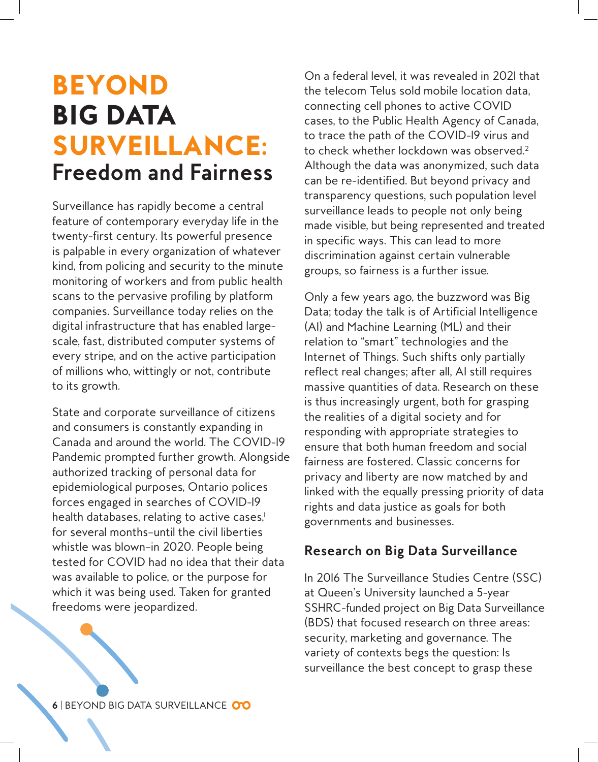# BEYOND BIG DATA SURVEILLANCE: Freedom and Fairness

Surveillance has rapidly become a central feature of contemporary everyday life in the twenty-first century. Its powerful presence is palpable in every organization of whatever kind, from policing and security to the minute monitoring of workers and from public health scans to the pervasive profiling by platform companies. Surveillance today relies on the digital infrastructure that has enabled large-scale, fast, distributed computer systems of every stripe, and on the active participation of millions who, wittingly or not, contribute to its growth.

State and corporate surveillance of citizens and consumers is constantly expanding in Canada and around the world. The COVID-19 Pandemic prompted further growth. Alongside authorized tracking of personal data for epidemiological purposes, Ontario polices forces engaged in searches of COVID-19 health databases, relating to active cases,[1] for several months–until the civil liberties whistle was blown–in 2020. People being tested for COVID had no idea that their data was available to police, or the purpose for which it was being used. Taken for granted freedoms were jeopardized.

On a federal level, it was revealed in 2021 that the telecom Telus sold mobile location data, connecting cell phones to active COVID cases, to the Public Health Agency of Canada, to trace the path of the COVID-19 virus and to check whether lockdown was observed.[2] Although the data was anonymized, such data can be re-identified. But beyond privacy and transparency questions, such population level surveillance leads to people not only being made visible, but being represented and treated in specific ways. This can lead to more discrimination against certain vulnerable groups, so fairness is a further issue.

Only a few years ago, the buzzword was Big Data; today the talk is of Artificial Intelligence (AI) and Machine Learning (ML) and their relation to "smart" technologies and the Internet of Things. Such shifts only partially reflect real changes; after all, AI still requires massive quantities of data. Research on these is thus increasingly urgent, both for grasping the realities of a digital society and for responding with appropriate strategies to ensure that both human freedom and social fairness are fostered. Classic concerns for privacy and liberty are now matched by and linked with the equally pressing priority of data rights and data justice as goals for both governments and businesses.

## Research on Big Data Surveillance

In 2016 The Surveillance Studies Centre (SSC) at Queen's University launched a 5-year SSHRC-funded project on Big Data Surveillance (BDS) that focused research on three areas: security, marketing and governance. The variety of contexts begs the question: Is surveillance the best concept to grasp these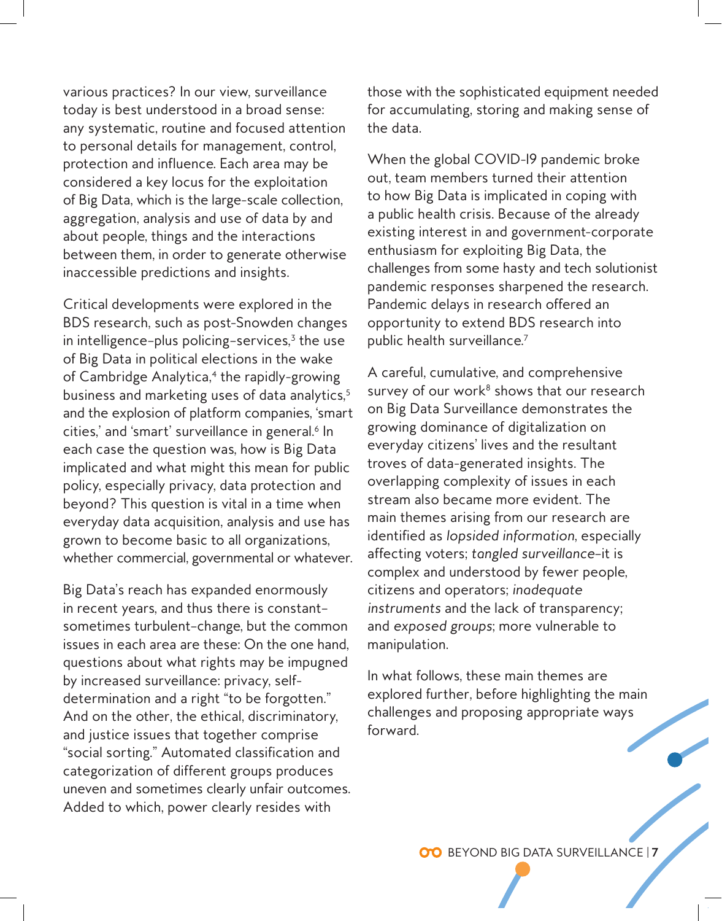various practices? In our view, surveillance today is best understood in a broad sense: any systematic, routine and focused attention to personal details for management, control, protection and influence. Each area may be considered a key locus for the exploitation of Big Data, which is the large-scale collection, aggregation, analysis and use of data by and about people, things and the interactions between them, in order to generate otherwise inaccessible predictions and insights.

Critical developments were explored in the BDS research, such as post-Snowden changes in intelligence–plus policing–services,[3] the use of Big Data in political elections in the wake of Cambridge Analytica,[4] the rapidly-growing business and marketing uses of data analytics,[5] and the explosion of platform companies, 'smart cities,' and 'smart' surveillance in general.[6] In each case the question was, how is Big Data implicated and what might this mean for public policy, especially privacy, data protection and beyond? This question is vital in a time when everyday data acquisition, analysis and use has grown to become basic to all organizations, whether commercial, governmental or whatever.

Big Data's reach has expanded enormously in recent years, and thus there is constant–sometimes turbulent–change, but the common issues in each area are these: On the one hand, questions about what rights may be impugned by increased surveillance: privacy, self-determination and a right "to be forgotten." And on the other, the ethical, discriminatory, and justice issues that together comprise "social sorting." Automated classification and categorization of different groups produces uneven and sometimes clearly unfair outcomes. Added to which, power clearly resides with those with the sophisticated equipment needed for accumulating, storing and making sense of the data.

When the global COVID-19 pandemic broke out, team members turned their attention to how Big Data is implicated in coping with a public health crisis. Because of the already existing interest in and government-corporate enthusiasm for exploiting Big Data, the challenges from some hasty and tech solutionist pandemic responses sharpened the research. Pandemic delays in research offered an opportunity to extend BDS research into public health surveillance.[7]

A careful, cumulative, and comprehensive survey of our work[8] shows that our research on Big Data Surveillance demonstrates the growing dominance of digitalization on everyday citizens' lives and the resultant troves of data-generated insights. The overlapping complexity of issues in each stream also became more evident. The main themes arising from our research are identified as *lopsided information*, especially affecting voters; *tangled surveillance*–it is complex and understood by fewer people, citizens and operators; *inadequate instruments* and the lack of transparency; and *exposed groups*; more vulnerable to manipulation.

In what follows, these main themes are explored further, before highlighting the main challenges and proposing appropriate ways forward.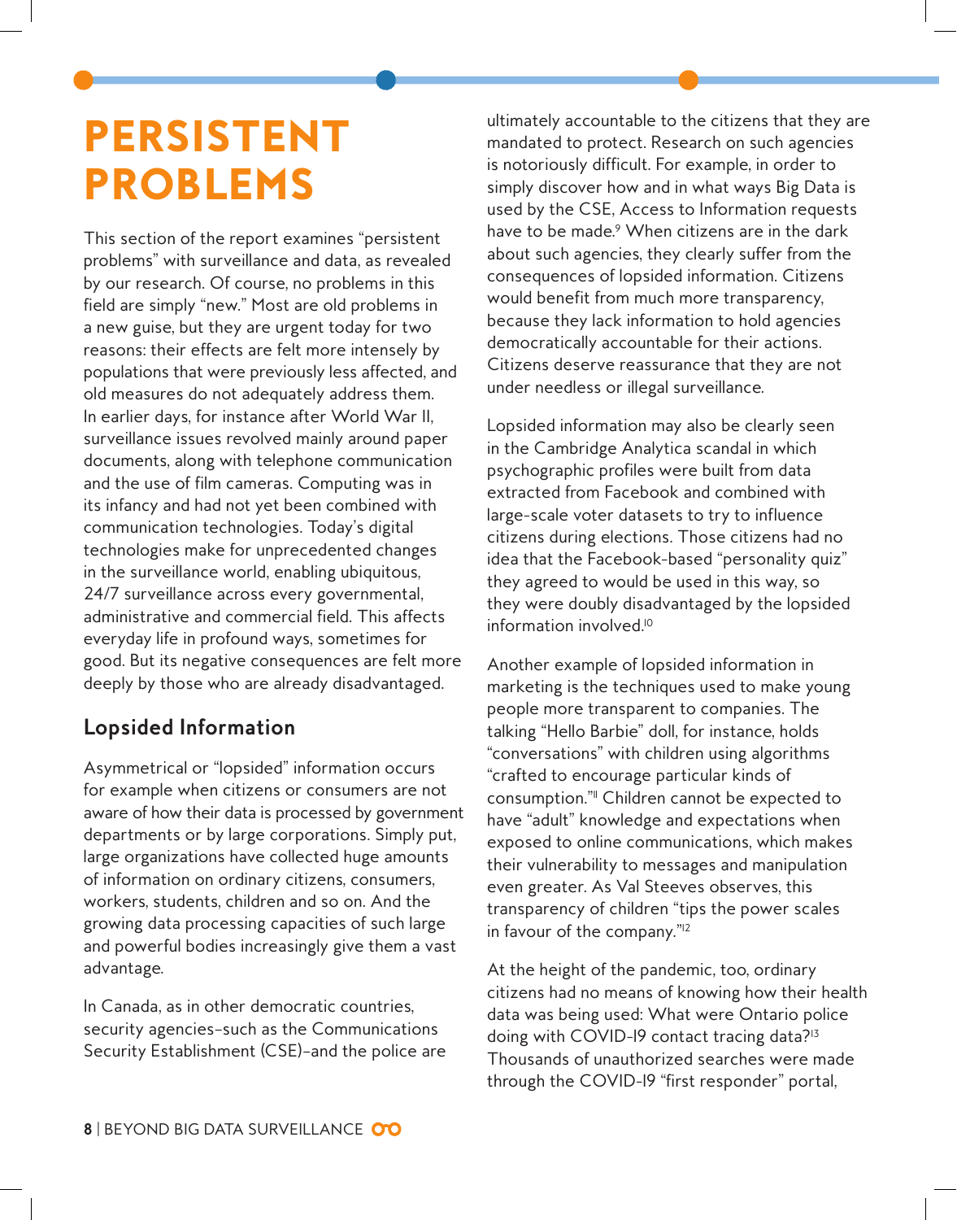# PERSISTENT PROBLEMS

This section of the report examines "persistent problems" with surveillance and data, as revealed by our research. Of course, no problems in this field are simply "new." Most are old problems in a new guise, but they are urgent today for two reasons: their effects are felt more intensely by populations that were previously less affected, and old measures do not adequately address them. In earlier days, for instance after World War II, surveillance issues revolved mainly around paper documents, along with telephone communication and the use of film cameras. Computing was in its infancy and had not yet been combined with communication technologies. Today's digital technologies make for unprecedented changes in the surveillance world, enabling ubiquitous, 24/7 surveillance across every governmental, administrative and commercial field. This affects everyday life in profound ways, sometimes for good. But its negative consequences are felt more deeply by those who are already disadvantaged.

## Lopsided Information

Asymmetrical or "lopsided" information occurs for example when citizens or consumers are not aware of how their data is processed by government departments or by large corporations. Simply put, large organizations have collected huge amounts of information on ordinary citizens, consumers, workers, students, children and so on. And the growing data processing capacities of such large and powerful bodies increasingly give them a vast advantage.

In Canada, as in other democratic countries, security agencies–such as the Communications Security Establishment (CSE)–and the police are ultimately accountable to the citizens that they are mandated to protect. Research on such agencies is notoriously difficult. For example, in order to simply discover how and in what ways Big Data is used by the CSE, Access to Information requests have to be made.[9] When citizens are in the dark about such agencies, they clearly suffer from the consequences of lopsided information. Citizens would benefit from much more transparency, because they lack information to hold agencies democratically accountable for their actions. Citizens deserve reassurance that they are not under needless or illegal surveillance.

Lopsided information may also be clearly seen in the Cambridge Analytica scandal in which psychographic profiles were built from data extracted from Facebook and combined with large-scale voter datasets to try to influence citizens during elections. Those citizens had no idea that the Facebook-based "personality quiz" they agreed to would be used in this way, so they were doubly disadvantaged by the lopsided information involved.[10]

Another example of lopsided information in marketing is the techniques used to make young people more transparent to companies. The talking "Hello Barbie" doll, for instance, holds "conversations" with children using algorithms "crafted to encourage particular kinds of consumption."[11] Children cannot be expected to have "adult" knowledge and expectations when exposed to online communications, which makes their vulnerability to messages and manipulation even greater. As Val Steeves observes, this transparency of children "tips the power scales in favour of the company."[12]

At the height of the pandemic, too, ordinary citizens had no means of knowing how their health data was being used: What were Ontario police doing with COVID-19 contact tracing data?[13] Thousands of unauthorized searches were made through the COVID-19 "first responder" portal,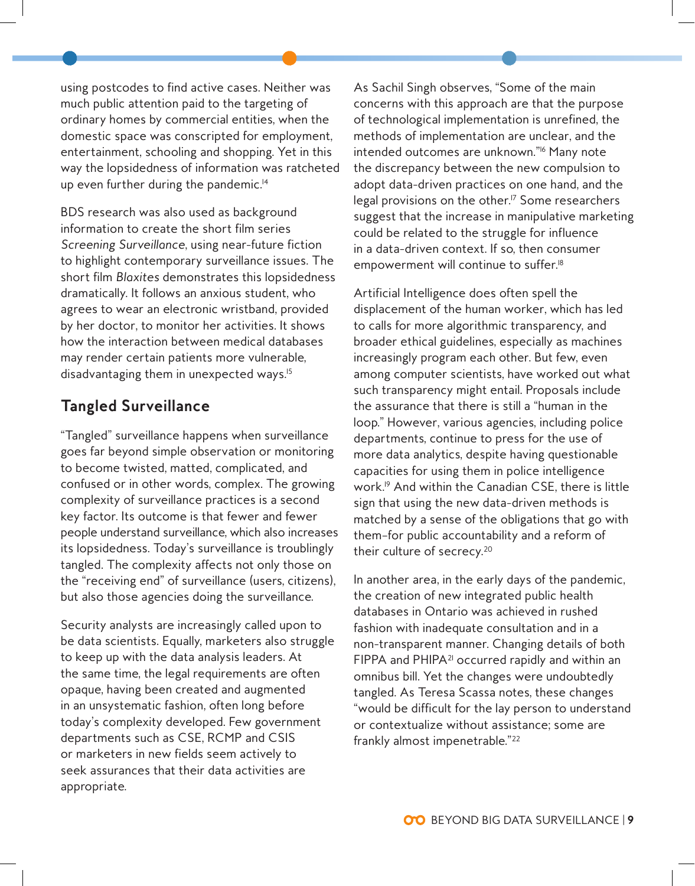using postcodes to find active cases. Neither was much public attention paid to the targeting of ordinary homes by commercial entities, when the domestic space was conscripted for employment, entertainment, schooling and shopping. Yet in this way the lopsidedness of information was ratcheted up even further during the pandemic.[14]

BDS research was also used as background information to create the short film series *Screening Surveillance*, using near-future fiction to highlight contemporary surveillance issues. The short film *Blaxites* demonstrates this lopsidedness dramatically. It follows an anxious student, who agrees to wear an electronic wristband, provided by her doctor, to monitor her activities. It shows how the interaction between medical databases may render certain patients more vulnerable, disadvantaging them in unexpected ways.[15]

## Tangled Surveillance

"Tangled" surveillance happens when surveillance goes far beyond simple observation or monitoring to become twisted, matted, complicated, and confused or in other words, complex. The growing complexity of surveillance practices is a second key factor. Its outcome is that fewer and fewer people understand surveillance, which also increases its lopsidedness. Today's surveillance is troublingly tangled. The complexity affects not only those on the "receiving end" of surveillance (users, citizens), but also those agencies doing the surveillance.

Security analysts are increasingly called upon to be data scientists. Equally, marketers also struggle to keep up with the data analysis leaders. At the same time, the legal requirements are often opaque, having been created and augmented in an unsystematic fashion, often long before today's complexity developed. Few government departments such as CSE, RCMP and CSIS or marketers in new fields seem actively to seek assurances that their data activities are appropriate.

As Sachil Singh observes, "Some of the main concerns with this approach are that the purpose of technological implementation is unrefined, the methods of implementation are unclear, and the intended outcomes are unknown."[16] Many note the discrepancy between the new compulsion to adopt data-driven practices on one hand, and the legal provisions on the other.[17] Some researchers suggest that the increase in manipulative marketing could be related to the struggle for influence in a data-driven context. If so, then consumer empowerment will continue to suffer.[18]

Artificial Intelligence does often spell the displacement of the human worker, which has led to calls for more algorithmic transparency, and broader ethical guidelines, especially as machines increasingly program each other. But few, even among computer scientists, have worked out what such transparency might entail. Proposals include the assurance that there is still a "human in the loop." However, various agencies, including police departments, continue to press for the use of more data analytics, despite having questionable capacities for using them in police intelligence work.[19] And within the Canadian CSE, there is little sign that using the new data-driven methods is matched by a sense of the obligations that go with them–for public accountability and a reform of their culture of secrecy.[20]

In another area, in the early days of the pandemic, the creation of new integrated public health databases in Ontario was achieved in rushed fashion with inadequate consultation and in a non-transparent manner. Changing details of both FIPPA and PHIPA[21] occurred rapidly and within an omnibus bill. Yet the changes were undoubtedly tangled. As Teresa Scassa notes, these changes "would be difficult for the lay person to understand or contextualize without assistance; some are frankly almost impenetrable."[22]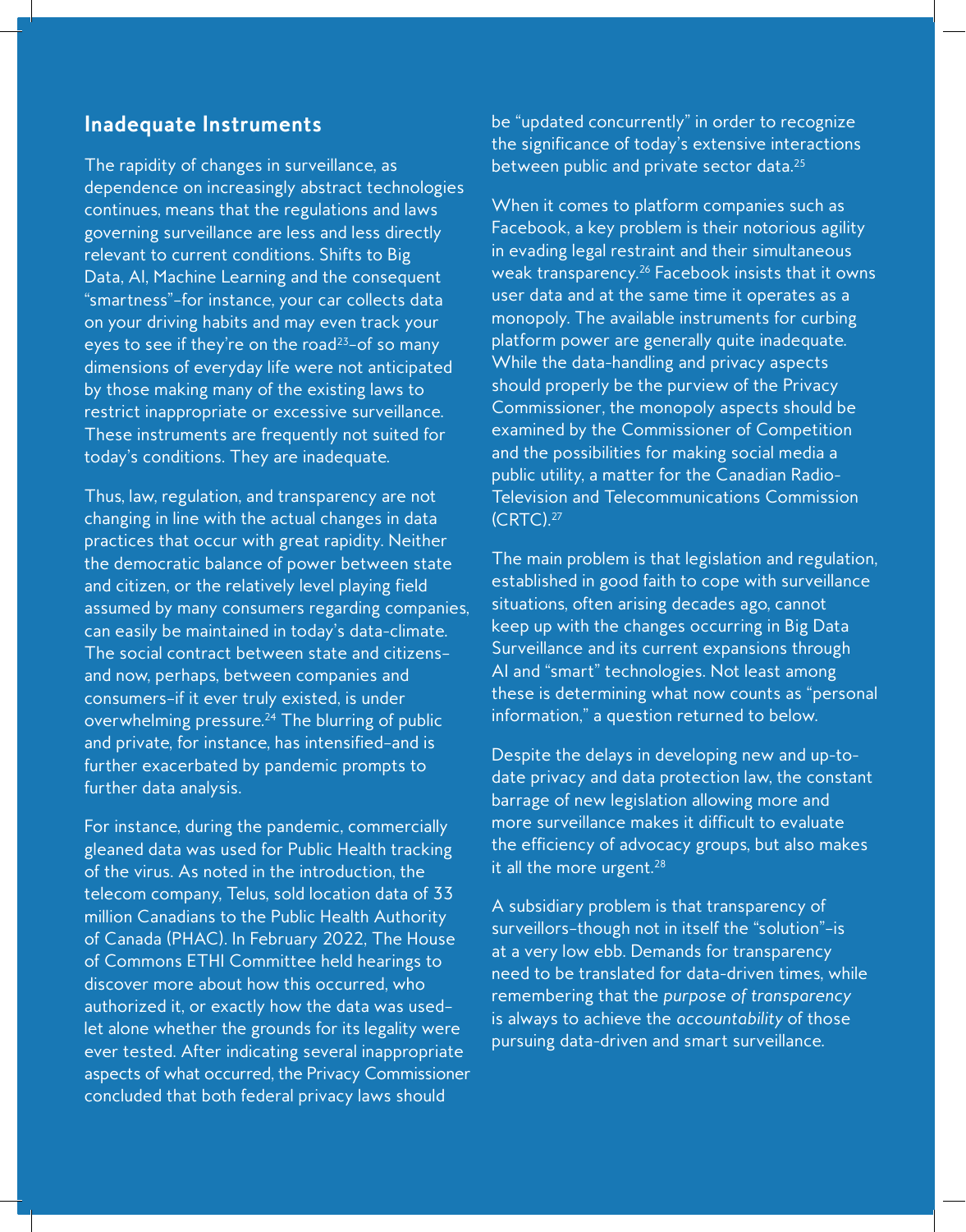## Inadequate Instruments

The rapidity of changes in surveillance, as dependence on increasingly abstract technologies continues, means that the regulations and laws governing surveillance are less and less directly relevant to current conditions. Shifts to Big Data, AI, Machine Learning and the consequent "smartness"–for instance, your car collects data on your driving habits and may even track your eyes to see if they're on the road[23]–of so many dimensions of everyday life were not anticipated by those making many of the existing laws to restrict inappropriate or excessive surveillance. These instruments are frequently not suited for today's conditions. They are inadequate.

Thus, law, regulation, and transparency are not changing in line with the actual changes in data practices that occur with great rapidity. Neither the democratic balance of power between state and citizen, or the relatively level playing field assumed by many consumers regarding companies, can easily be maintained in today's data-climate. The social contract between state and citizens–and now, perhaps, between companies and consumers–if it ever truly existed, is under overwhelming pressure.[24] The blurring of public and private, for instance, has intensified–and is further exacerbated by pandemic prompts to further data analysis.

For instance, during the pandemic, commercially gleaned data was used for Public Health tracking of the virus. As noted in the introduction, the telecom company, Telus, sold location data of 33 million Canadians to the Public Health Authority of Canada (PHAC). In February 2022, The House of Commons ETHI Committee held hearings to discover more about how this occurred, who authorized it, or exactly how the data was used–let alone whether the grounds for its legality were ever tested. After indicating several inappropriate aspects of what occurred, the Privacy Commissioner concluded that both federal privacy laws should be "updated concurrently" in order to recognize the significance of today's extensive interactions between public and private sector data.[25]

When it comes to platform companies such as Facebook, a key problem is their notorious agility in evading legal restraint and their simultaneous weak transparency.[26] Facebook insists that it owns user data and at the same time it operates as a monopoly. The available instruments for curbing platform power are generally quite inadequate. While the data-handling and privacy aspects should properly be the purview of the Privacy Commissioner, the monopoly aspects should be examined by the Commissioner of Competition and the possibilities for making social media a public utility, a matter for the Canadian Radio-Television and Telecommunications Commission (CRTC).[27]

The main problem is that legislation and regulation, established in good faith to cope with surveillance situations, often arising decades ago, cannot keep up with the changes occurring in Big Data Surveillance and its current expansions through AI and "smart" technologies. Not least among these is determining what now counts as "personal information," a question returned to below.

Despite the delays in developing new and up-to-date privacy and data protection law, the constant barrage of new legislation allowing more and more surveillance makes it difficult to evaluate the efficiency of advocacy groups, but also makes it all the more urgent.[28]

A subsidiary problem is that transparency of surveillors–though not in itself the "solution"–is at a very low ebb. Demands for transparency need to be translated for data-driven times, while remembering that the *purpose of transparency* is always to achieve the *accountability* of those pursuing data-driven and smart surveillance.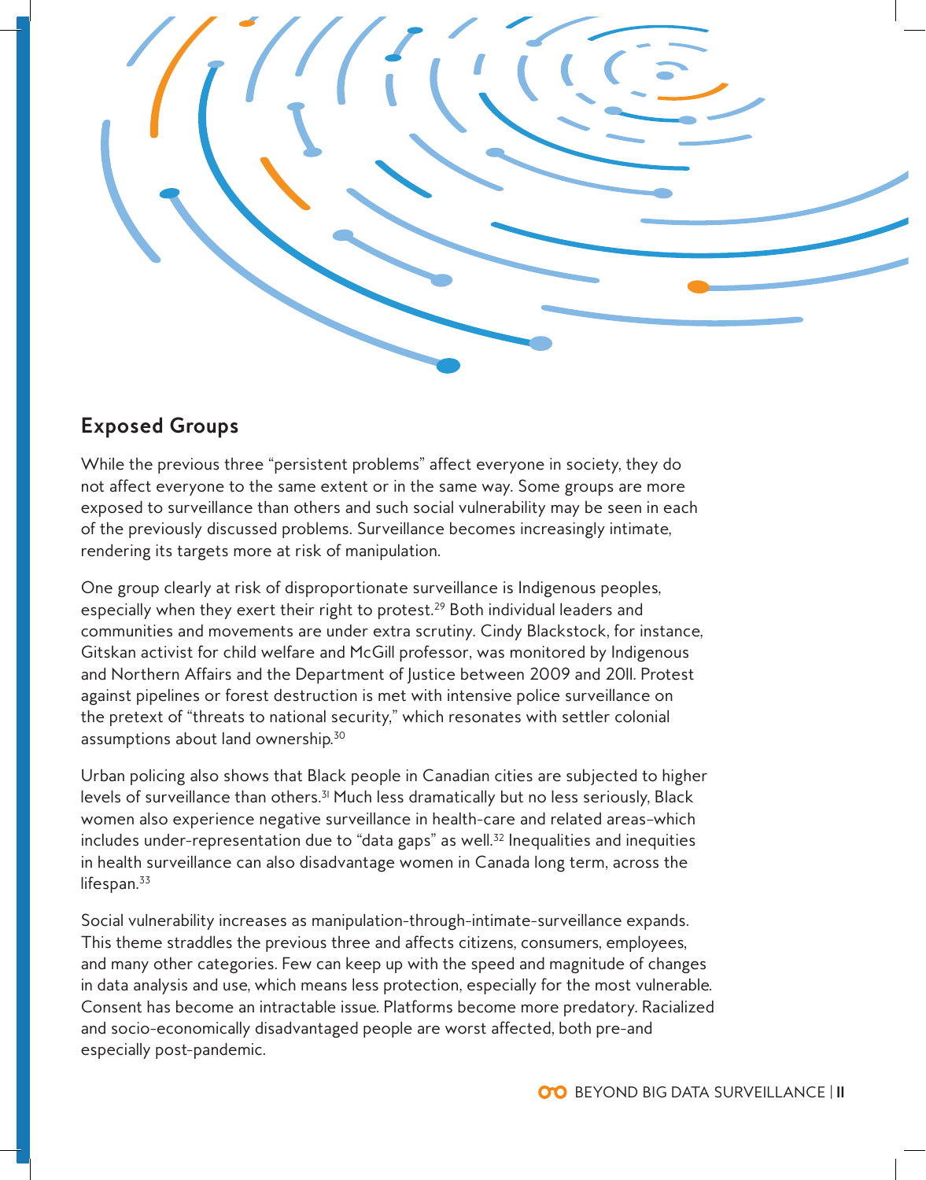## Exposed Groups

While the previous three "persistent problems" affect everyone in society, they do not affect everyone to the same extent or in the same way. Some groups are more exposed to surveillance than others and such social vulnerability may be seen in each of the previously discussed problems. Surveillance becomes increasingly intimate, rendering its targets more at risk of manipulation.

One group clearly at risk of disproportionate surveillance is Indigenous peoples, especially when they exert their right to protest.[29] Both individual leaders and communities and movements are under extra scrutiny. Cindy Blackstock, for instance, Gitskan activist for child welfare and McGill professor, was monitored by Indigenous and Northern Affairs and the Department of Justice between 2009 and 2011. Protest against pipelines or forest destruction is met with intensive police surveillance on the pretext of "threats to national security," which resonates with settler colonial assumptions about land ownership.[30]

Urban policing also shows that Black people in Canadian cities are subjected to higher levels of surveillance than others.[31] Much less dramatically but no less seriously, Black women also experience negative surveillance in health-care and related areas–which includes under-representation due to "data gaps" as well.[32] Inequalities and inequities in health surveillance can also disadvantage women in Canada long term, across the lifespan.[33]

Social vulnerability increases as manipulation-through-intimate-surveillance expands. This theme straddles the previous three and affects citizens, consumers, employees, and many other categories. Few can keep up with the speed and magnitude of changes in data analysis and use, which means less protection, especially for the most vulnerable. Consent has become an intractable issue. Platforms become more predatory. Racialized and socio-economically disadvantaged people are worst affected, both pre-and especially post-pandemic.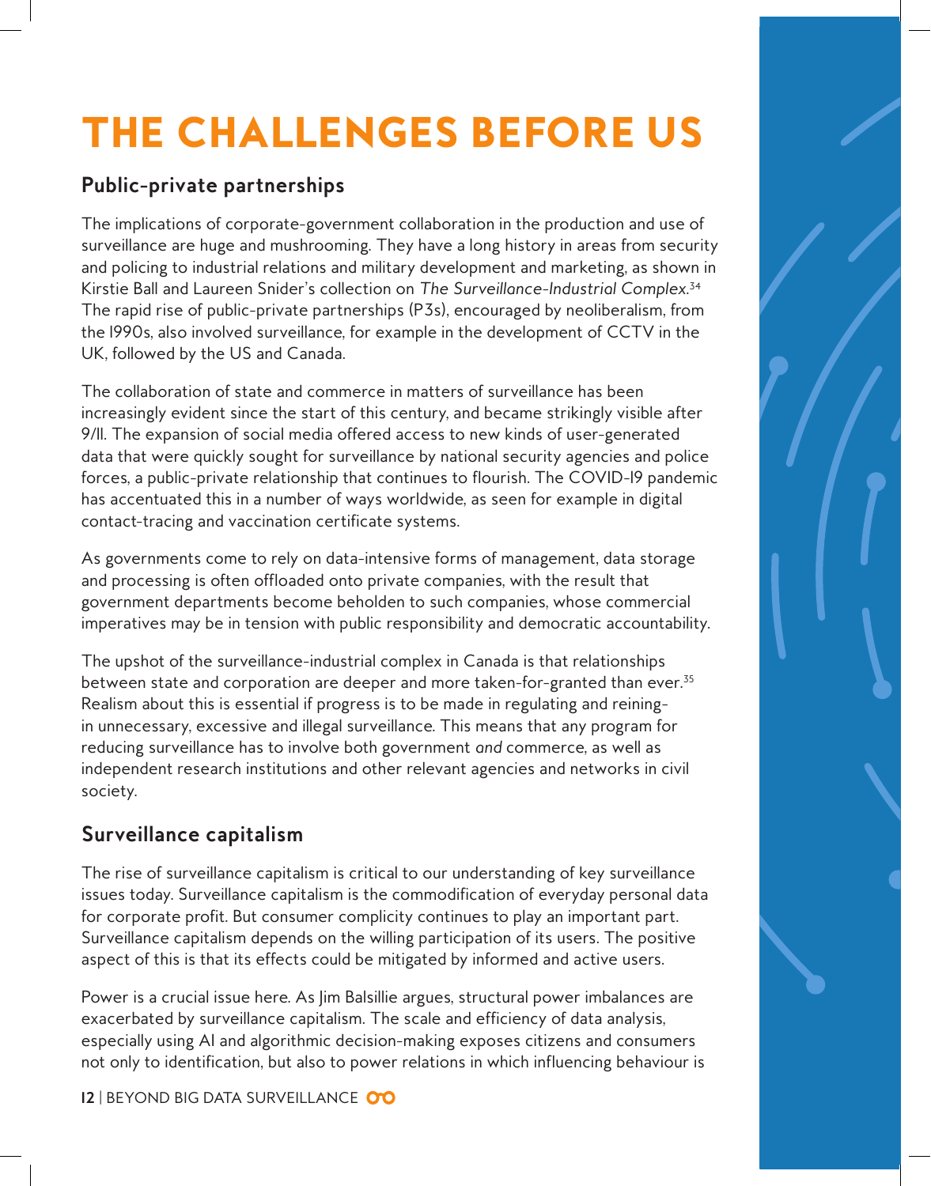# THE CHALLENGES BEFORE US

## Public-private partnerships

The implications of corporate-government collaboration in the production and use of surveillance are huge and mushrooming. They have a long history in areas from security and policing to industrial relations and military development and marketing, as shown in Kirstie Ball and Laureen Snider's collection on *The Surveillance-Industrial Complex*.[34] The rapid rise of public-private partnerships (P3s), encouraged by neoliberalism, from the 1990s, also involved surveillance, for example in the development of CCTV in the UK, followed by the US and Canada.

The collaboration of state and commerce in matters of surveillance has been increasingly evident since the start of this century, and became strikingly visible after 9/11. The expansion of social media offered access to new kinds of user-generated data that were quickly sought for surveillance by national security agencies and police forces, a public-private relationship that continues to flourish. The COVID-19 pandemic has accentuated this in a number of ways worldwide, as seen for example in digital contact-tracing and vaccination certificate systems.

As governments come to rely on data-intensive forms of management, data storage and processing is often offloaded onto private companies, with the result that government departments become beholden to such companies, whose commercial imperatives may be in tension with public responsibility and democratic accountability.

The upshot of the surveillance-industrial complex in Canada is that relationships between state and corporation are deeper and more taken-for-granted than ever.[35] Realism about this is essential if progress is to be made in regulating and reining-in unnecessary, excessive and illegal surveillance. This means that any program for reducing surveillance has to involve both government *and* commerce, as well as independent research institutions and other relevant agencies and networks in civil society.

## Surveillance capitalism

The rise of surveillance capitalism is critical to our understanding of key surveillance issues today. Surveillance capitalism is the commodification of everyday personal data for corporate profit. But consumer complicity continues to play an important part. Surveillance capitalism depends on the willing participation of its users. The positive aspect of this is that its effects could be mitigated by informed and active users.

Power is a crucial issue here. As Jim Balsillie argues, structural power imbalances are exacerbated by surveillance capitalism. The scale and efficiency of data analysis, especially using AI and algorithmic decision-making exposes citizens and consumers not only to identification, but also to power relations in which influencing behaviour is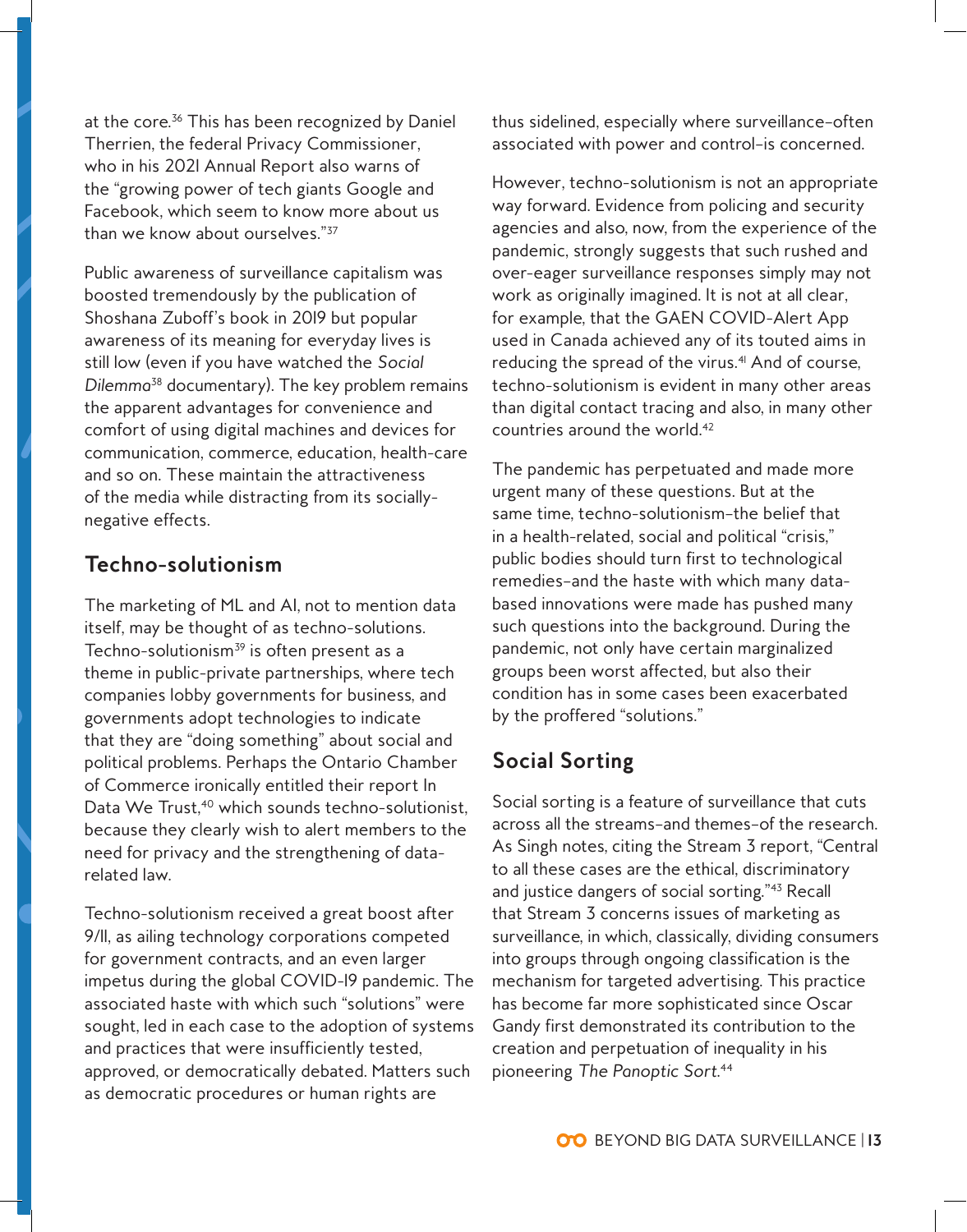at the core.[36] This has been recognized by Daniel Therrien, the federal Privacy Commissioner, who in his 2021 Annual Report also warns of the "growing power of tech giants Google and Facebook, which seem to know more about us than we know about ourselves."[37]

Public awareness of surveillance capitalism was boosted tremendously by the publication of Shoshana Zuboff's book in 2019 but popular awareness of its meaning for everyday lives is still low (even if you have watched the *Social Dilemma*[38] documentary). The key problem remains the apparent advantages for convenience and comfort of using digital machines and devices for communication, commerce, education, health-care and so on. These maintain the attractiveness of the media while distracting from its socially-negative effects.

## Techno-solutionism

The marketing of ML and AI, not to mention data itself, may be thought of as techno-solutions. Techno-solutionism[39] is often present as a theme in public-private partnerships, where tech companies lobby governments for business, and governments adopt technologies to indicate that they are "doing something" about social and political problems. Perhaps the Ontario Chamber of Commerce ironically entitled their report In Data We Trust,[40] which sounds techno-solutionist, because they clearly wish to alert members to the need for privacy and the strengthening of data-related law.

Techno-solutionism received a great boost after 9/11, as ailing technology corporations competed for government contracts, and an even larger impetus during the global COVID-19 pandemic. The associated haste with which such "solutions" were sought, led in each case to the adoption of systems and practices that were insufficiently tested, approved, or democratically debated. Matters such as democratic procedures or human rights are thus sidelined, especially where surveillance–often associated with power and control–is concerned.

However, techno-solutionism is not an appropriate way forward. Evidence from policing and security agencies and also, now, from the experience of the pandemic, strongly suggests that such rushed and over-eager surveillance responses simply may not work as originally imagined. It is not at all clear, for example, that the GAEN COVID-Alert App used in Canada achieved any of its touted aims in reducing the spread of the virus.[41] And of course, techno-solutionism is evident in many other areas than digital contact tracing and also, in many other countries around the world.[42]

The pandemic has perpetuated and made more urgent many of these questions. But at the same time, techno-solutionism–the belief that in a health-related, social and political "crisis," public bodies should turn first to technological remedies–and the haste with which many data-based innovations were made has pushed many such questions into the background. During the pandemic, not only have certain marginalized groups been worst affected, but also their condition has in some cases been exacerbated by the proffered "solutions."

## Social Sorting

Social sorting is a feature of surveillance that cuts across all the streams–and themes–of the research. As Singh notes, citing the Stream 3 report, "Central to all these cases are the ethical, discriminatory and justice dangers of social sorting."[43] Recall that Stream 3 concerns issues of marketing as surveillance, in which, classically, dividing consumers into groups through ongoing classification is the mechanism for targeted advertising. This practice has become far more sophisticated since Oscar Gandy first demonstrated its contribution to the creation and perpetuation of inequality in his pioneering *The Panoptic Sort*.[44]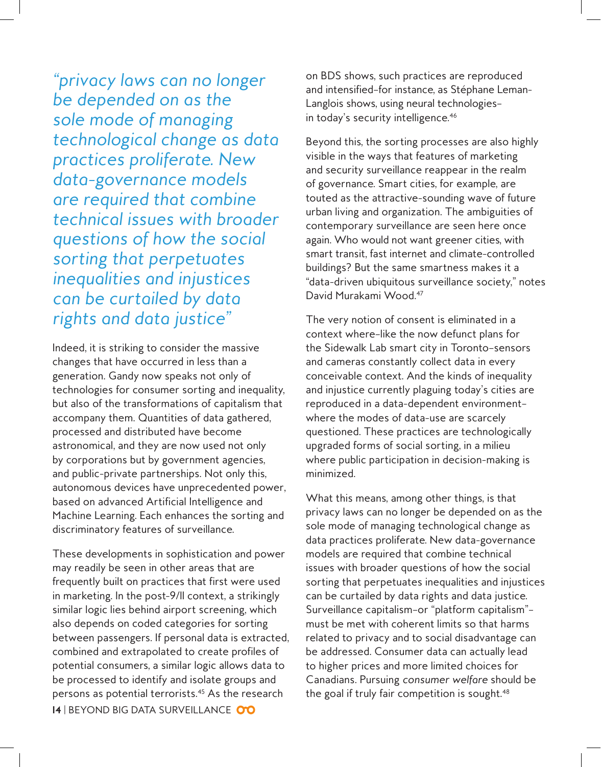*"privacy laws can no longer be depended on as the sole mode of managing technological change as data practices proliferate. New data-governance models are required that combine technical issues with broader questions of how the social sorting that perpetuates inequalities and injustices can be curtailed by data rights and data justice"*

Indeed, it is striking to consider the massive changes that have occurred in less than a generation. Gandy now speaks not only of technologies for consumer sorting and inequality, but also of the transformations of capitalism that accompany them. Quantities of data gathered, processed and distributed have become astronomical, and they are now used not only by corporations but by government agencies, and public-private partnerships. Not only this, autonomous devices have unprecedented power, based on advanced Artificial Intelligence and Machine Learning. Each enhances the sorting and discriminatory features of surveillance.

These developments in sophistication and power may readily be seen in other areas that are frequently built on practices that first were used in marketing. In the post-9/11 context, a strikingly similar logic lies behind airport screening, which also depends on coded categories for sorting between passengers. If personal data is extracted, combined and extrapolated to create profiles of potential consumers, a similar logic allows data to be processed to identify and isolate groups and persons as potential terrorists.[45] As the research on BDS shows, such practices are reproduced and intensified–for instance, as Stéphane Leman-Langlois shows, using neural technologies–in today's security intelligence.[46]

Beyond this, the sorting processes are also highly visible in the ways that features of marketing and security surveillance reappear in the realm of governance. Smart cities, for example, are touted as the attractive-sounding wave of future urban living and organization. The ambiguities of contemporary surveillance are seen here once again. Who would not want greener cities, with smart transit, fast internet and climate-controlled buildings? But the same smartness makes it a "data-driven ubiquitous surveillance society," notes David Murakami Wood.[47]

The very notion of consent is eliminated in a context where–like the now defunct plans for the Sidewalk Lab smart city in Toronto–sensors and cameras constantly collect data in every conceivable context. And the kinds of inequality and injustice currently plaguing today's cities are reproduced in a data-dependent environment–where the modes of data-use are scarcely questioned. These practices are technologically upgraded forms of social sorting, in a milieu where public participation in decision-making is minimized.

What this means, among other things, is that privacy laws can no longer be depended on as the sole mode of managing technological change as data practices proliferate. New data-governance models are required that combine technical issues with broader questions of how the social sorting that perpetuates inequalities and injustices can be curtailed by data rights and data justice. Surveillance capitalism–or "platform capitalism"–must be met with coherent limits so that harms related to privacy and to social disadvantage can be addressed. Consumer data can actually lead to higher prices and more limited choices for Canadians. Pursuing *consumer welfare* should be the goal if truly fair competition is sought.[48]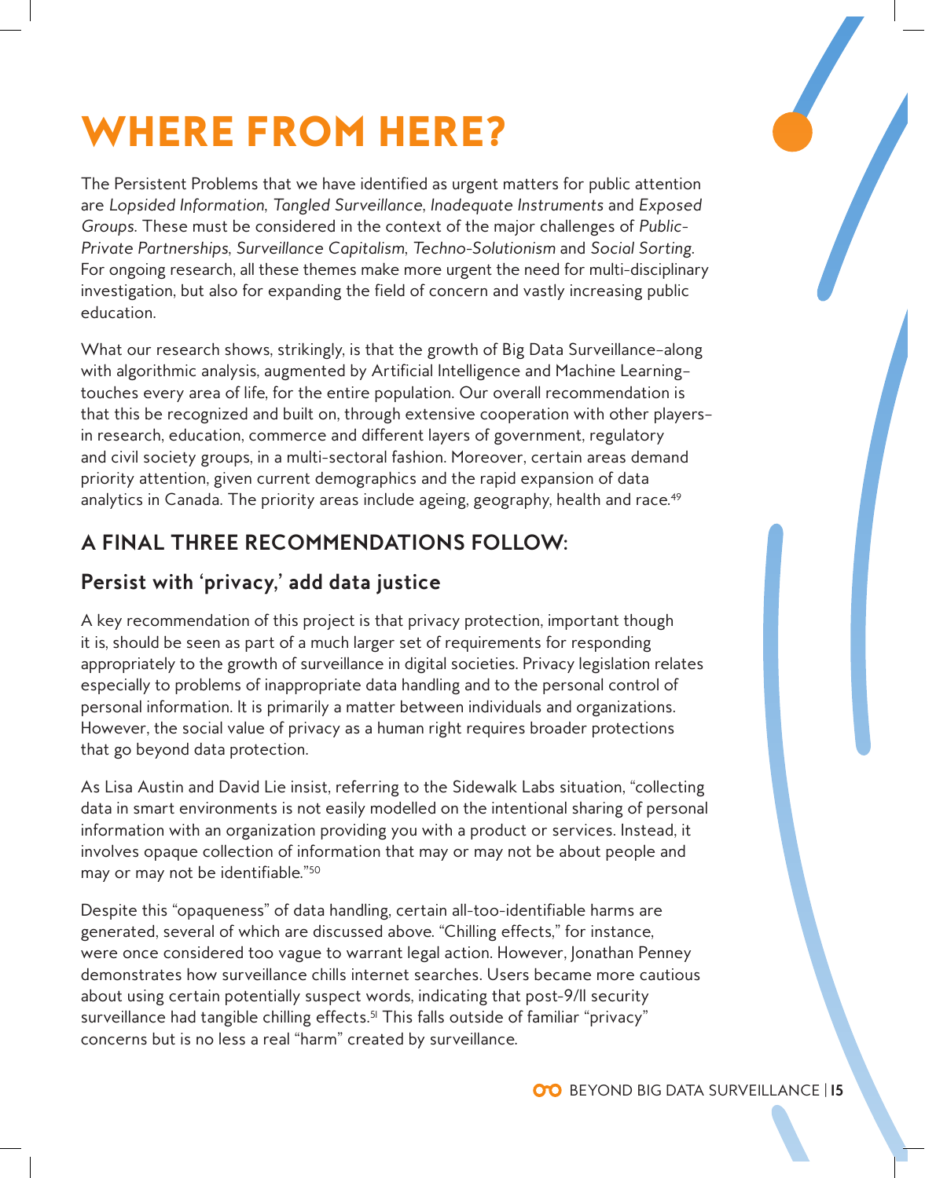# WHERE FROM HERE?

The Persistent Problems that we have identified as urgent matters for public attention are *Lopsided Information*, *Tangled Surveillance*, *Inadequate Instruments* and *Exposed Groups*. These must be considered in the context of the major challenges of *Public-Private Partnerships*, *Surveillance Capitalism*, *Techno-Solutionism* and *Social Sorting*. For ongoing research, all these themes make more urgent the need for multi-disciplinary investigation, but also for expanding the field of concern and vastly increasing public education.

What our research shows, strikingly, is that the growth of Big Data Surveillance–along with algorithmic analysis, augmented by Artificial Intelligence and Machine Learning–touches every area of life, for the entire population. Our overall recommendation is that this be recognized and built on, through extensive cooperation with other players–in research, education, commerce and different layers of government, regulatory and civil society groups, in a multi-sectoral fashion. Moreover, certain areas demand priority attention, given current demographics and the rapid expansion of data analytics in Canada. The priority areas include ageing, geography, health and race.[49]

## A FINAL THREE RECOMMENDATIONS FOLLOW:

### Persist with 'privacy,' add data justice

A key recommendation of this project is that privacy protection, important though it is, should be seen as part of a much larger set of requirements for responding appropriately to the growth of surveillance in digital societies. Privacy legislation relates especially to problems of inappropriate data handling and to the personal control of personal information. It is primarily a matter between individuals and organizations. However, the social value of privacy as a human right requires broader protections that go beyond data protection.

As Lisa Austin and David Lie insist, referring to the Sidewalk Labs situation, "collecting data in smart environments is not easily modelled on the intentional sharing of personal information with an organization providing you with a product or services. Instead, it involves opaque collection of information that may or may not be about people and may or may not be identifiable."[50]

Despite this "opaqueness" of data handling, certain all-too-identifiable harms are generated, several of which are discussed above. "Chilling effects," for instance, were once considered too vague to warrant legal action. However, Jonathan Penney demonstrates how surveillance chills internet searches. Users became more cautious about using certain potentially suspect words, indicating that post-9/11 security surveillance had tangible chilling effects.[51] This falls outside of familiar "privacy" concerns but is no less a real "harm" created by surveillance.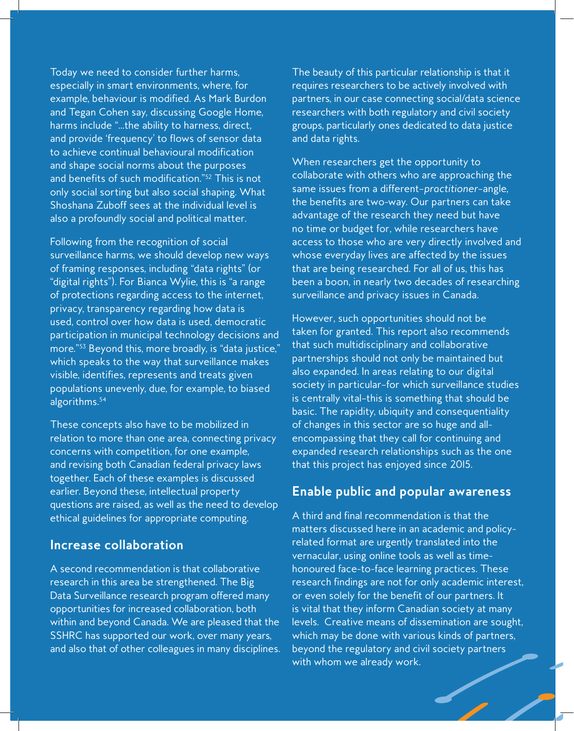Today we need to consider further harms, especially in smart environments, where, for example, behaviour is modified. As Mark Burdon and Tegan Cohen say, discussing Google Home, harms include "…the ability to harness, direct, and provide 'frequency' to flows of sensor data to achieve continual behavioural modification and shape social norms about the purposes and benefits of such modification."[52] This is not only social sorting but also social shaping. What Shoshana Zuboff sees at the individual level is also a profoundly social and political matter.

Following from the recognition of social surveillance harms, we should develop new ways of framing responses, including "data rights" (or "digital rights"). For Bianca Wylie, this is "a range of protections regarding access to the internet, privacy, transparency regarding how data is used, control over how data is used, democratic participation in municipal technology decisions and more."[53] Beyond this, more broadly, is "data justice," which speaks to the way that surveillance makes visible, identifies, represents and treats given populations unevenly, due, for example, to biased algorithms.[54]

These concepts also have to be mobilized in relation to more than one area, connecting privacy concerns with competition, for one example, and revising both Canadian federal privacy laws together. Each of these examples is discussed earlier. Beyond these, intellectual property questions are raised, as well as the need to develop ethical guidelines for appropriate computing.

## Increase collaboration

A second recommendation is that collaborative research in this area be strengthened. The Big Data Surveillance research program offered many opportunities for increased collaboration, both within and beyond Canada. We are pleased that the SSHRC has supported our work, over many years, and also that of other colleagues in many disciplines.

The beauty of this particular relationship is that it requires researchers to be actively involved with partners, in our case connecting social/data science researchers with both regulatory and civil society groups, particularly ones dedicated to data justice and data rights.

When researchers get the opportunity to collaborate with others who are approaching the same issues from a different–*practitioner*–angle, the benefits are two-way. Our partners can take advantage of the research they need but have no time or budget for, while researchers have access to those who are very directly involved and whose everyday lives are affected by the issues that are being researched. For all of us, this has been a boon, in nearly two decades of researching surveillance and privacy issues in Canada.

However, such opportunities should not be taken for granted. This report also recommends that such multidisciplinary and collaborative partnerships should not only be maintained but also expanded. In areas relating to our digital society in particular–for which surveillance studies is centrally vital–this is something that should be basic. The rapidity, ubiquity and consequentiality of changes in this sector are so huge and all-encompassing that they call for continuing and expanded research relationships such as the one that this project has enjoyed since 2015.

## Enable public and popular awareness

A third and final recommendation is that the matters discussed here in an academic and policy-related format are urgently translated into the vernacular, using online tools as well as time-honoured face-to-face learning practices. These research findings are not for only academic interest, or even solely for the benefit of our partners. It is vital that they inform Canadian society at many levels. Creative means of dissemination are sought, which may be done with various kinds of partners, beyond the regulatory and civil society partners with whom we already work.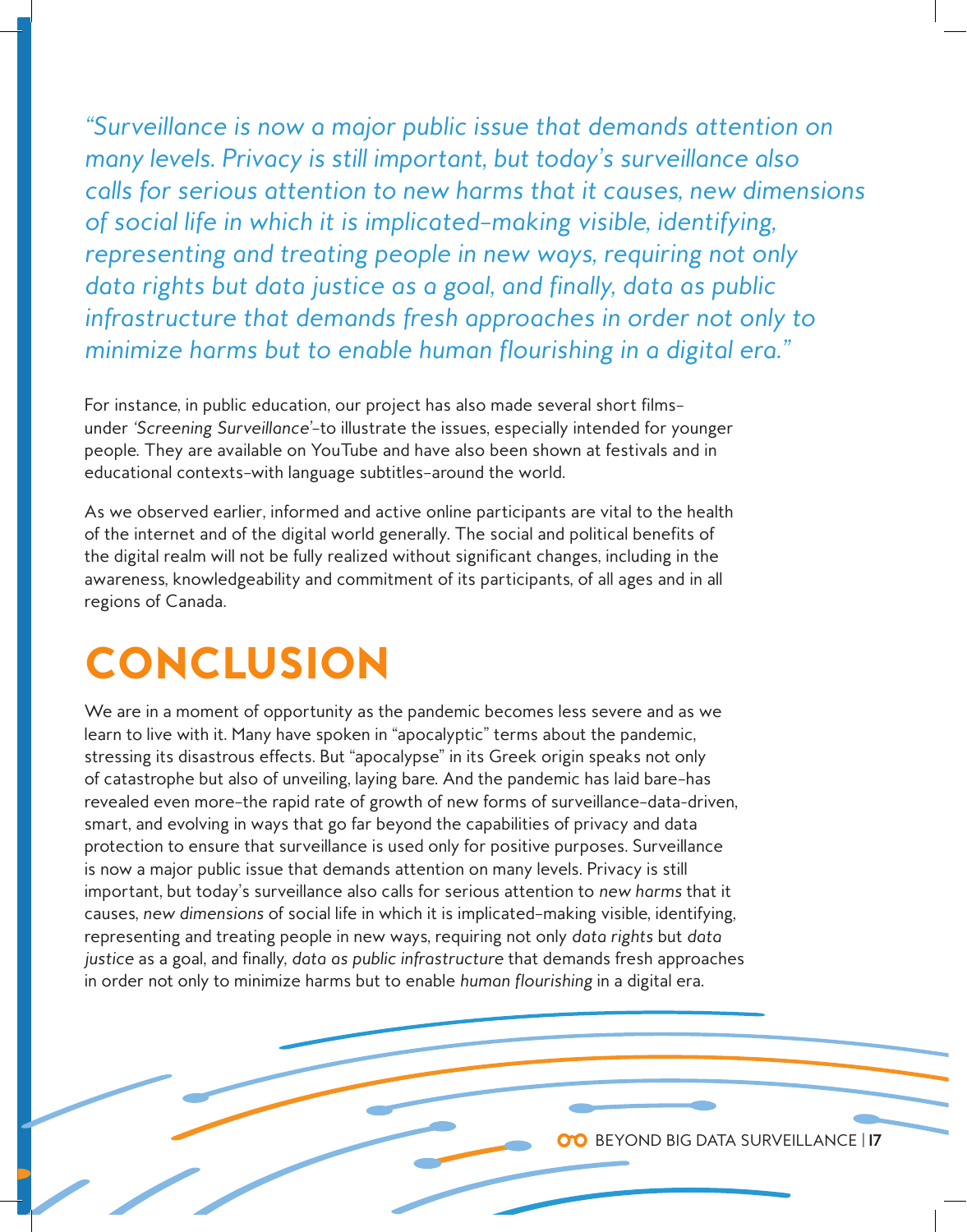*"Surveillance is now a major public issue that demands attention on many levels. Privacy is still important, but today's surveillance also calls for serious attention to new harms that it causes, new dimensions of social life in which it is implicated–making visible, identifying, representing and treating people in new ways, requiring not only data rights but data justice as a goal, and finally, data as public infrastructure that demands fresh approaches in order not only to minimize harms but to enable human flourishing in a digital era."*

For instance, in public education, our project has also made several short films–under *'Screening Surveillance'*–to illustrate the issues, especially intended for younger people. They are available on YouTube and have also been shown at festivals and in educational contexts–with language subtitles–around the world.

As we observed earlier, informed and active online participants are vital to the health of the internet and of the digital world generally. The social and political benefits of the digital realm will not be fully realized without significant changes, including in the awareness, knowledgeability and commitment of its participants, of all ages and in all regions of Canada.

# CONCLUSION

We are in a moment of opportunity as the pandemic becomes less severe and as we learn to live with it. Many have spoken in "apocalyptic" terms about the pandemic, stressing its disastrous effects. But "apocalypse" in its Greek origin speaks not only of catastrophe but also of unveiling, laying bare. And the pandemic has laid bare–has revealed even more–the rapid rate of growth of new forms of surveillance–data-driven, smart, and evolving in ways that go far beyond the capabilities of privacy and data protection to ensure that surveillance is used only for positive purposes. Surveillance is now a major public issue that demands attention on many levels. Privacy is still important, but today's surveillance also calls for serious attention to *new harms* that it causes, *new dimensions* of social life in which it is implicated–making visible, identifying, representing and treating people in new ways, requiring not only *data rights* but *data justice* as a goal, and finally, *data as public infrastructure* that demands fresh approaches in order not only to minimize harms but to enable *human flourishing* in a digital era.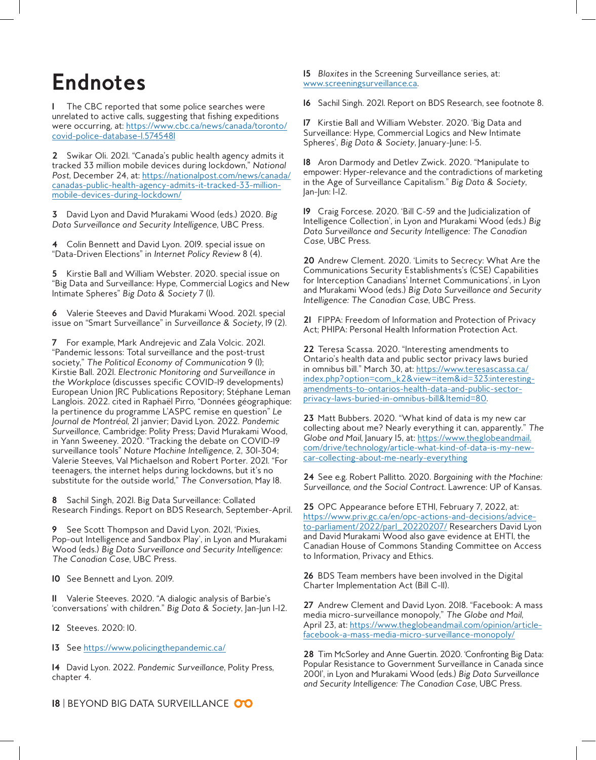# Endnotes

**1** The CBC reported that some police searches were unrelated to active calls, suggesting that fishing expeditions were occurring, at: https://www.cbc.ca/news/canada/toronto/covid-police-database-1.5745481

**2** Swikar Oli. 2021. "Canada's public health agency admits it tracked 33 million mobile devices during lockdown," *National Post*, December 24, at: https://nationalpost.com/news/canada/canadas-public-health-agency-admits-it-tracked-33-million-mobile-devices-during-lockdown/

**3** David Lyon and David Murakami Wood (eds.) 2020. *Big Data Surveillance and Security Intelligence*, UBC Press.

**4** Colin Bennett and David Lyon. 2019. special issue on "Data-Driven Elections" in *Internet Policy Review* 8 (4).

**5** Kirstie Ball and William Webster. 2020. special issue on "Big Data and Surveillance: Hype, Commercial Logics and New Intimate Spheres" *Big Data & Society* 7 (1).

**6** Valerie Steeves and David Murakami Wood. 2021. special issue on "Smart Surveillance" in *Surveillance & Society*, 19 (2).

**7** For example, Mark Andrejevic and Zala Volcic. 2021. "Pandemic lessons: Total surveillance and the post-trust society," *The Political Economy of Communication* 9 (1); Kirstie Ball. 2021. *Electronic Monitoring and Surveillance in the Workplace* (discusses specific COVID-19 developments) European Union JRC Publications Repository; Stéphane Leman Langlois. 2022. cited in Raphaël Pirro, "Données géographique: la pertinence du programme L'ASPC remise en question" *Le Journal de Montréal*, 21 janvier; David Lyon. 2022. *Pandemic Surveillance*, Cambridge: Polity Press; David Murakami Wood, in Yann Sweeney. 2020. "Tracking the debate on COVID-19 surveillance tools" *Nature Machine Intelligence*, 2, 301-304; Valerie Steeves, Val Michaelson and Robert Porter. 2021. "For teenagers, the internet helps during lockdowns, but it's no substitute for the outside world," *The Conversation*, May 18.

**8** Sachil Singh, 2021. Big Data Surveillance: Collated Research Findings. Report on BDS Research, September-April.

**9** See Scott Thompson and David Lyon. 2021, 'Pixies, Pop-out Intelligence and Sandbox Play', in Lyon and Murakami Wood (eds.) *Big Data Surveillance and Security Intelligence: The Canadian Case*, UBC Press.

**10** See Bennett and Lyon. 2019.

**11** Valerie Steeves. 2020. "A dialogic analysis of Barbie's 'conversations' with children." *Big Data & Society*, Jan-Jun 1-12.

**12** Steeves. 2020: 10.

**13** See https://www.policingthepandemic.ca/

**14** David Lyon. 2022. *Pandemic Surveillance*, Polity Press, chapter 4.

**15** *Bloxites* in the Screening Surveillance series, at: www.screeningsurveillance.ca.

**16** Sachil Singh. 2021. Report on BDS Research, see footnote 8.

**17** Kirstie Ball and William Webster. 2020. 'Big Data and Surveillance: Hype, Commercial Logics and New Intimate Spheres', *Big Data & Society*, January-June: 1-5.

**18** Aron Darmody and Detlev Zwick. 2020. "Manipulate to empower: Hyper-relevance and the contradictions of marketing in the Age of Surveillance Capitalism." *Big Data & Society*, Jan-Jun: 1-12.

**19** Craig Forcese. 2020. 'Bill C-59 and the Judicialization of Intelligence Collection', in Lyon and Murakami Wood (eds.) *Big Data Surveillance and Security Intelligence: The Canadian Case*, UBC Press.

**20** Andrew Clement. 2020. 'Limits to Secrecy: What Are the Communications Security Establishments's (CSE) Capabilities for Interception Canadians' Internet Communications', in Lyon and Murakami Wood (eds.) *Big Data Surveillance and Security Intelligence: The Canadian Case*, UBC Press.

**21** FIPPA: Freedom of Information and Protection of Privacy Act; PHIPA: Personal Health Information Protection Act.

**22** Teresa Scassa. 2020. "Interesting amendments to Ontario's health data and public sector privacy laws buried in omnibus bill." March 30, at: https://www.teresascassa.ca/index.php?option=com_k2&view=item&id=323:interesting-amendments-to-ontarios-health-data-and-public-sector-privacy-laws-buried-in-omnibus-bill&Itemid=80.

**23** Matt Bubbers. 2020. "What kind of data is my new car collecting about me? Nearly everything it can, apparently." *The Globe and Mail*, January 15, at: https://www.theglobeandmail.com/drive/technology/article-what-kind-of-data-is-my-new-car-collecting-about-me-nearly-everything

**24** See e.g. Robert Pallitto. 2020. *Bargaining with the Machine: Surveillance, and the Social Contract*. Lawrence: UP of Kansas.

**25** OPC Appearance before ETHI, February 7, 2022, at: https://www.priv.gc.ca/en/opc-actions-and-decisions/advice-to-parliament/2022/parl_20220207/ Researchers David Lyon and David Murakami Wood also gave evidence at EHTI, the Canadian House of Commons Standing Committee on Access to Information, Privacy and Ethics.

**26** BDS Team members have been involved in the Digital Charter Implementation Act (Bill C-11).

**27** Andrew Clement and David Lyon. 2018. "Facebook: A mass media micro-surveillance monopoly," *The Globe and Mail*, April 23, at: https://www.theglobeandmail.com/opinion/article-facebook-a-mass-media-micro-surveillance-monopoly/

**28** Tim McSorley and Anne Guertin. 2020. 'Confronting Big Data: Popular Resistance to Government Surveillance in Canada since 2001', in Lyon and Murakami Wood (eds.) *Big Data Surveillance and Security Intelligence: The Canadian Case*, UBC Press.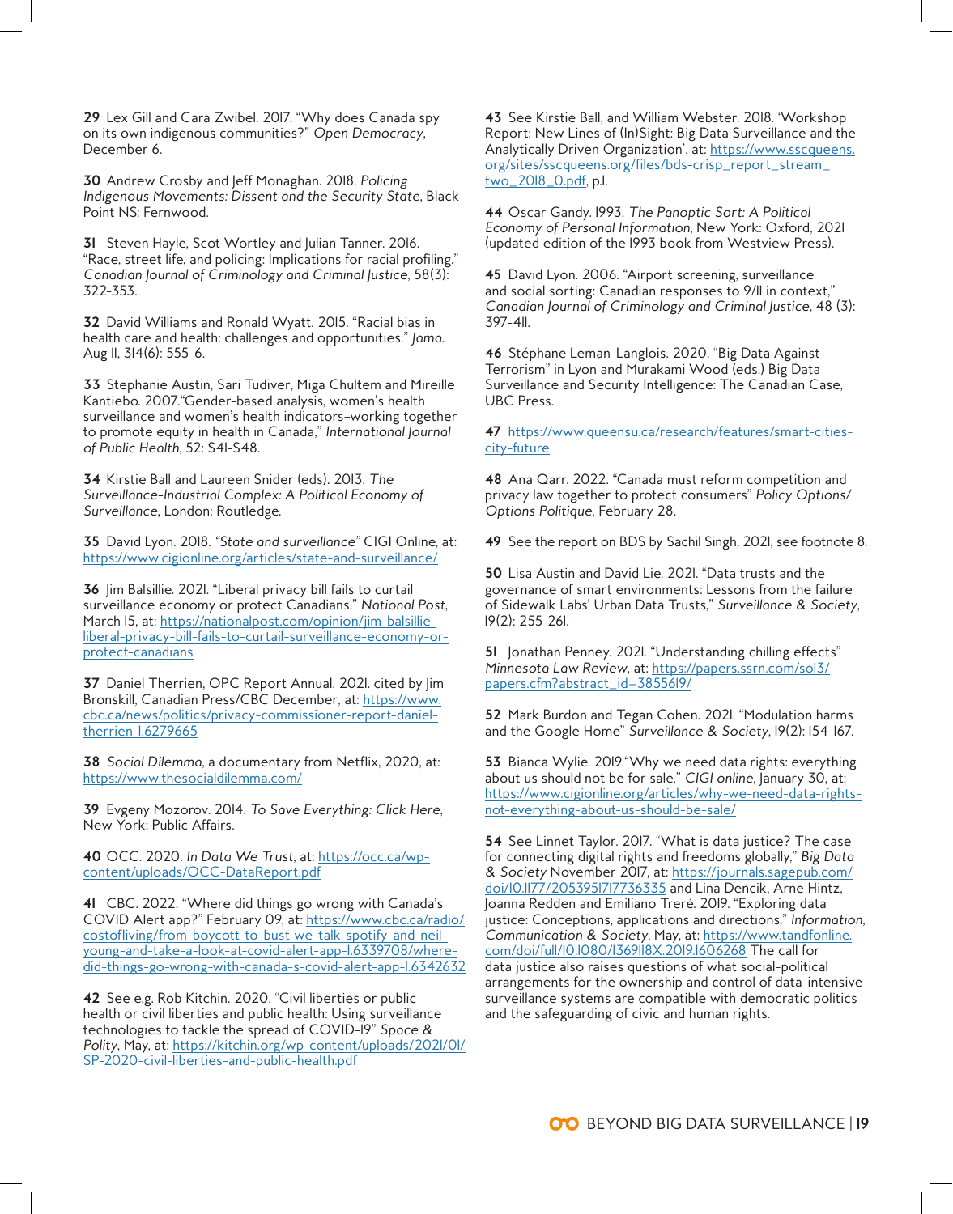**29** Lex Gill and Cara Zwibel. 2017. "Why does Canada spy on its own indigenous communities?" *Open Democracy*, December 6.

**30** Andrew Crosby and Jeff Monaghan. 2018. *Policing Indigenous Movements: Dissent and the Security State*, Black Point NS: Fernwood.

**31** Steven Hayle, Scot Wortley and Julian Tanner. 2016. "Race, street life, and policing: Implications for racial profiling." *Canadian Journal of Criminology and Criminal Justice*, 58(3): 322-353.

**32** David Williams and Ronald Wyatt. 2015. "Racial bias in health care and health: challenges and opportunities." *Jama*. Aug 11, 314(6): 555-6.

**33** Stephanie Austin, Sari Tudiver, Miga Chultem and Mireille Kantiebo. 2007."Gender-based analysis, women's health surveillance and women's health indicators–working together to promote equity in health in Canada," *International Journal of Public Health*, 52: S41-S48.

**34** Kirstie Ball and Laureen Snider (eds). 2013. *The Surveillance-Industrial Complex: A Political Economy of Surveillance*, London: Routledge.

**35** David Lyon. 2018. *"State and surveillance"* CIGI Online, at: https://www.cigionline.org/articles/state-and-surveillance/

**36** Jim Balsillie. 2021. "Liberal privacy bill fails to curtail surveillance economy or protect Canadians." *National Post*, March 15, at: https://nationalpost.com/opinion/jim-balsillie-liberal-privacy-bill-fails-to-curtail-surveillance-economy-or-protect-canadians

**37** Daniel Therrien, OPC Report Annual. 2021. cited by Jim Bronskill, Canadian Press/CBC December, at: https://www.cbc.ca/news/politics/privacy-commissioner-report-daniel-therrien-1.6279665

**38** *Social Dilemma*, a documentary from Netflix, 2020, at: https://www.thesocialdilemma.com/

**39** Evgeny Mozorov. 2014. *To Save Everything: Click Here*, New York: Public Affairs.

**40** OCC. 2020. *In Data We Trust*, at: https://occ.ca/wp-content/uploads/OCC-DataReport.pdf

**41** CBC. 2022. "Where did things go wrong with Canada's COVID Alert app?" February 09, at: https://www.cbc.ca/radio/costofliving/from-boycott-to-bust-we-talk-spotify-and-neil-young-and-take-a-look-at-covid-alert-app-1.6339708/where-did-things-go-wrong-with-canada-s-covid-alert-app-1.6342632

**42** See e.g. Rob Kitchin. 2020. "Civil liberties or public health or civil liberties and public health: Using surveillance technologies to tackle the spread of COVID-19" *Space & Polity*, May, at: https://kitchin.org/wp-content/uploads/2021/01/SP-2020-civil-liberties-and-public-health.pdf

**43** See Kirstie Ball, and William Webster. 2018. 'Workshop Report: New Lines of (In)Sight: Big Data Surveillance and the Analytically Driven Organization', at: https://www.sscqueens.org/sites/sscqueens.org/files/bds-crisp_report_stream_two_2018_0.pdf, p.1.

**44** Oscar Gandy. 1993. *The Panoptic Sort: A Political Economy of Personal Information*, New York: Oxford, 2021 (updated edition of the 1993 book from Westview Press).

**45** David Lyon. 2006. "Airport screening, surveillance and social sorting: Canadian responses to 9/11 in context," *Canadian Journal of Criminology and Criminal Justice*, 48 (3): 397-411.

**46** Stéphane Leman-Langlois. 2020. "Big Data Against Terrorism" in Lyon and Murakami Wood (eds.) Big Data Surveillance and Security Intelligence: The Canadian Case, UBC Press.

**47** https://www.queensu.ca/research/features/smart-cities-city-future

**48** Ana Qarr. 2022. "Canada must reform competition and privacy law together to protect consumers" *Policy Options/ Options Politique*, February 28.

**49** See the report on BDS by Sachil Singh, 2021, see footnote 8.

**50** Lisa Austin and David Lie. 2021. "Data trusts and the governance of smart environments: Lessons from the failure of Sidewalk Labs' Urban Data Trusts," *Surveillance & Society*, 19(2): 255-261.

**51** Jonathan Penney. 2021. "Understanding chilling effects" *Minnesota Law Review*, at: https://papers.ssrn.com/sol3/papers.cfm?abstract_id=3855619/

**52** Mark Burdon and Tegan Cohen. 2021. "Modulation harms and the Google Home" *Surveillance & Society*, 19(2): 154-167.

**53** Bianca Wylie. 2019."Why we need data rights: everything about us should not be for sale," *CIGI online*, January 30, at: https://www.cigionline.org/articles/why-we-need-data-rights-not-everything-about-us-should-be-sale/

**54** See Linnet Taylor. 2017. "What is data justice? The case for connecting digital rights and freedoms globally," *Big Data & Society* November 2017, at: https://journals.sagepub.com/doi/10.1177/2053951717736335 and Lina Dencik, Arne Hintz, Joanna Redden and Emiliano Treré. 2019. "Exploring data justice: Conceptions, applications and directions," *Information, Communication & Society*, May, at: https://www.tandfonline.com/doi/full/10.1080/1369118X.2019.1606268 The call for data justice also raises questions of what social-political arrangements for the ownership and control of data-intensive surveillance systems are compatible with democratic politics and the safeguarding of civic and human rights.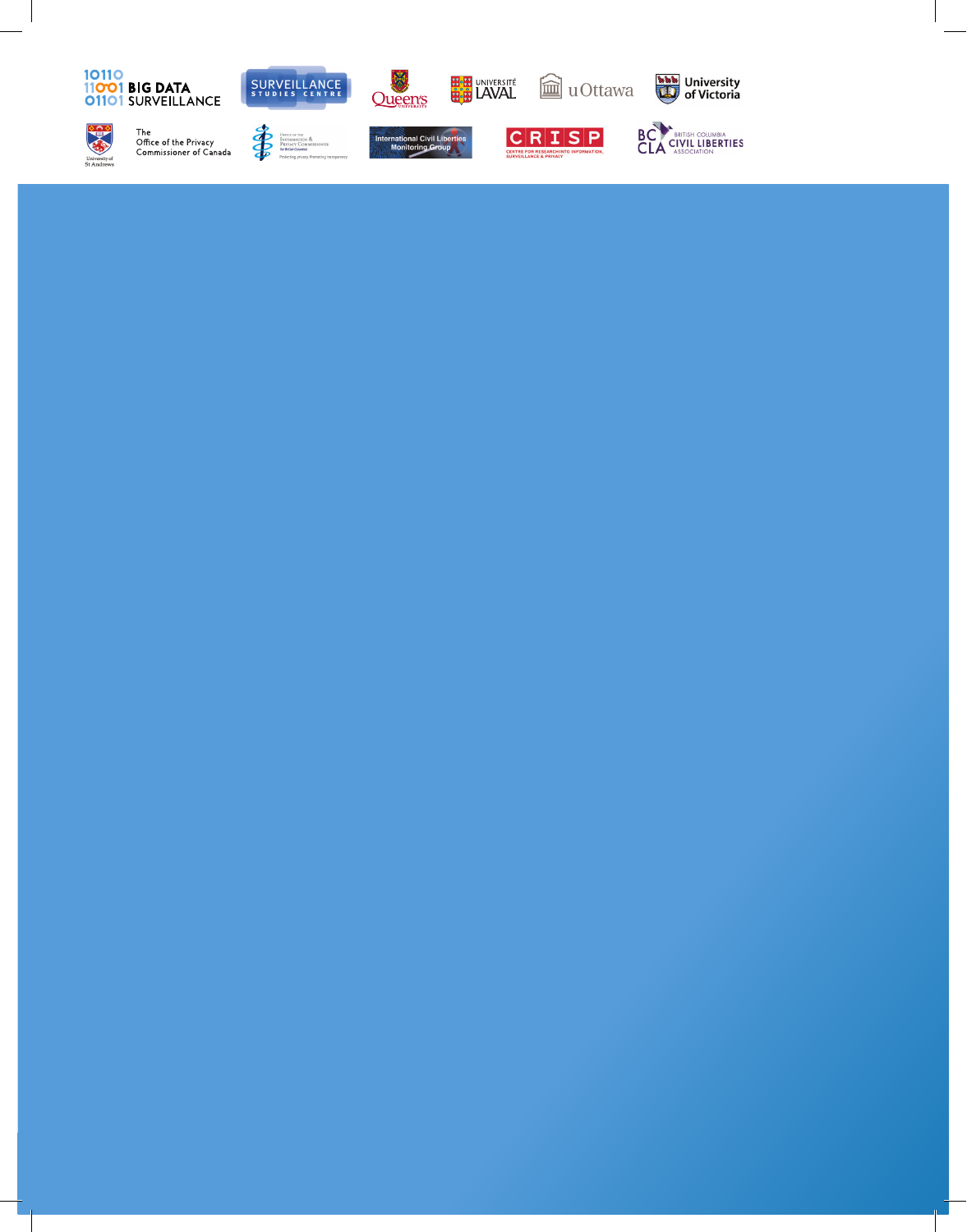10110
11001 BIG DATA
01101 SURVEILLANCE

SURVEILLANCE STUDIES CENTRE

Queen's University

UNIVERSITÉ LAVAL

uOttawa

University of Victoria

University of St Andrews

The Office of the Privacy Commissioner of Canada

Office of the Information & Privacy Commissioner for British Columbia
Protecting privacy. Promoting transparency.

International Civil Liberties Monitoring Group

CRISP
CENTRE FOR RESEARCH INTO INFORMATION, SURVEILLANCE & PRIVACY

BC CLA BRITISH COLUMBIA CIVIL LIBERTIES ASSOCIATION